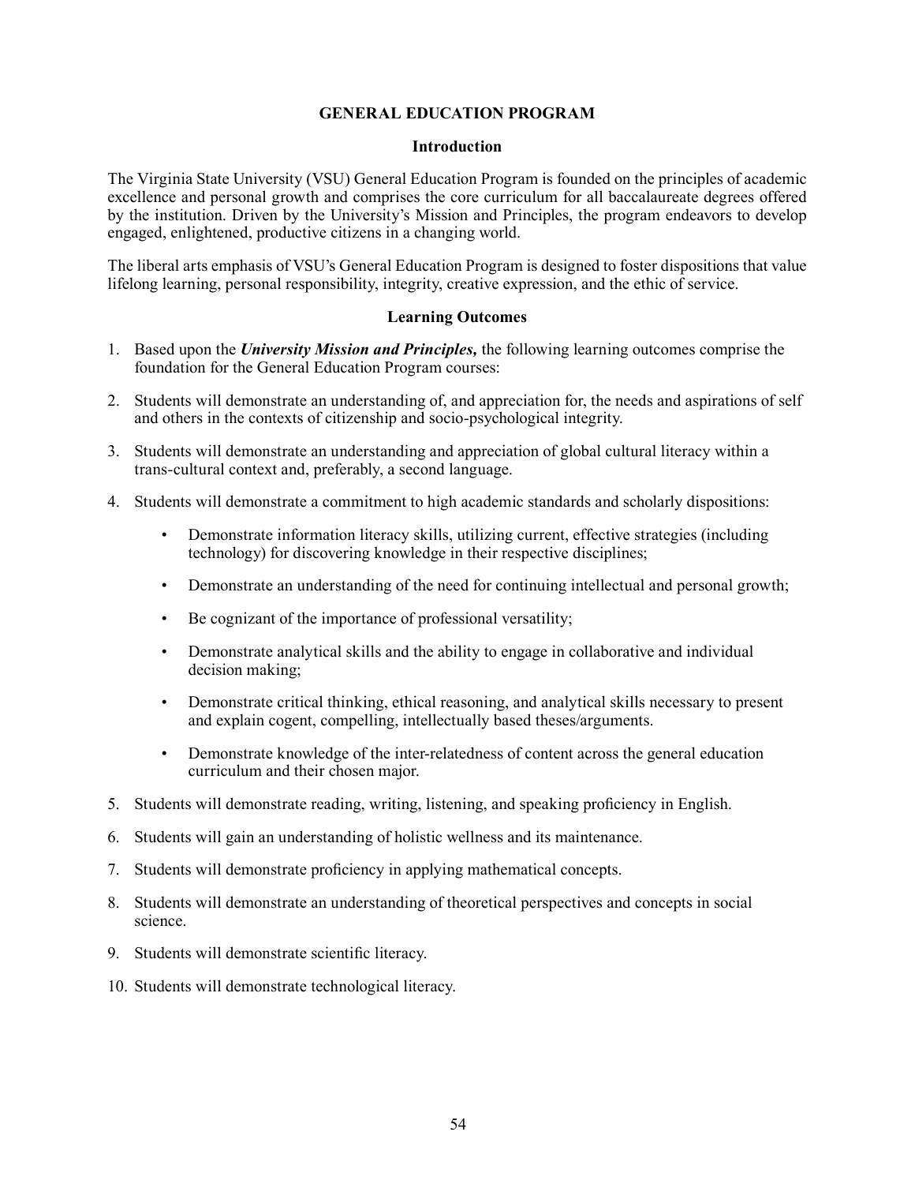# GENERAL EDUCATION PROGRAM

## Introduction

The Virginia State University (VSU) General Education Program is founded on the principles of academic excellence and personal growth and comprises the core curriculum for all baccalaureate degrees offered by the institution. Driven by the University's Mission and Principles, the program endeavors to develop engaged, enlightened, productive citizens in a changing world.

The liberal arts emphasis of VSU's General Education Program is designed to foster dispositions that value lifelong learning, personal responsibility, integrity, creative expression, and the ethic of service.

## Learning Outcomes

1. Based upon the ***University Mission and Principles,*** the following learning outcomes comprise the foundation for the General Education Program courses:
2. Students will demonstrate an understanding of, and appreciation for, the needs and aspirations of self and others in the contexts of citizenship and socio-psychological integrity.
3. Students will demonstrate an understanding and appreciation of global cultural literacy within a trans-cultural context and, preferably, a second language.
4. Students will demonstrate a commitment to high academic standards and scholarly dispositions:
    - Demonstrate information literacy skills, utilizing current, effective strategies (including technology) for discovering knowledge in their respective disciplines;
    - Demonstrate an understanding of the need for continuing intellectual and personal growth;
    - Be cognizant of the importance of professional versatility;
    - Demonstrate analytical skills and the ability to engage in collaborative and individual decision making;
    - Demonstrate critical thinking, ethical reasoning, and analytical skills necessary to present and explain cogent, compelling, intellectually based theses/arguments.
    - Demonstrate knowledge of the inter-relatedness of content across the general education curriculum and their chosen major.
5. Students will demonstrate reading, writing, listening, and speaking proficiency in English.
6. Students will gain an understanding of holistic wellness and its maintenance.
7. Students will demonstrate proficiency in applying mathematical concepts.
8. Students will demonstrate an understanding of theoretical perspectives and concepts in social science.
9. Students will demonstrate scientific literacy.
10. Students will demonstrate technological literacy.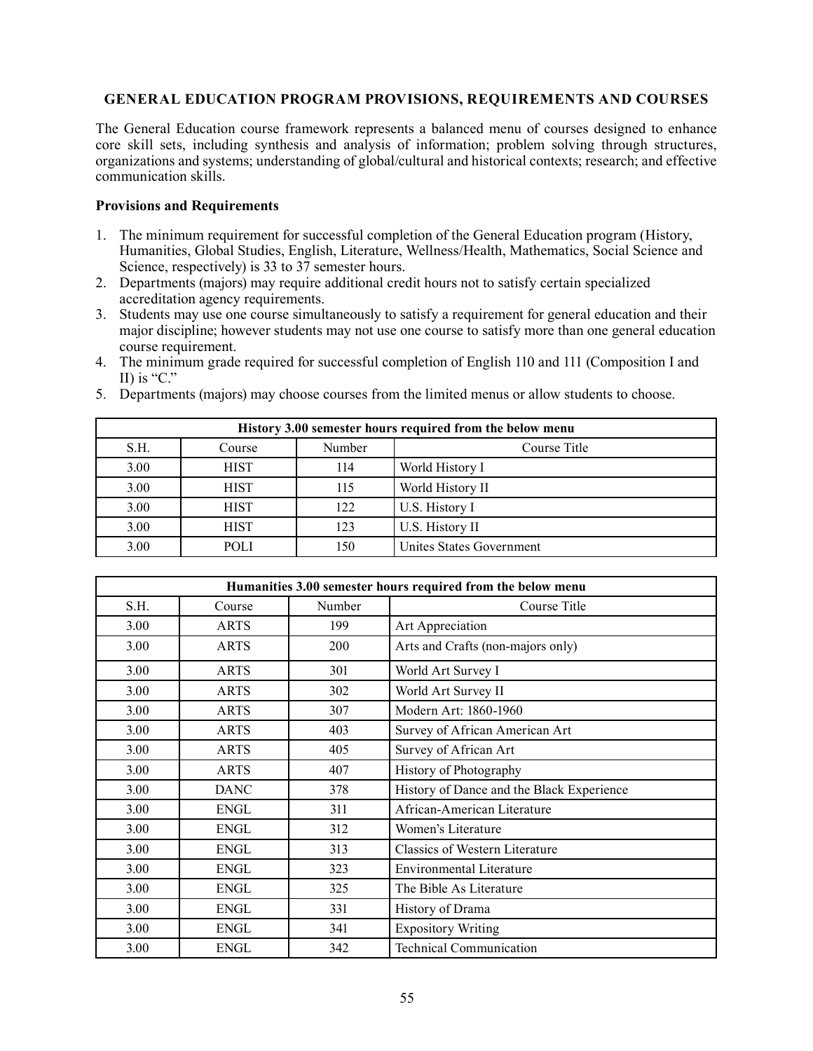## GENERAL EDUCATION PROGRAM PROVISIONS, REQUIREMENTS AND COURSES

The General Education course framework represents a balanced menu of courses designed to enhance core skill sets, including synthesis and analysis of information; problem solving through structures, organizations and systems; understanding of global/cultural and historical contexts; research; and effective communication skills.

### Provisions and Requirements

1. The minimum requirement for successful completion of the General Education program (History, Humanities, Global Studies, English, Literature, Wellness/Health, Mathematics, Social Science and Science, respectively) is 33 to 37 semester hours.
2. Departments (majors) may require additional credit hours not to satisfy certain specialized accreditation agency requirements.
3. Students may use one course simultaneously to satisfy a requirement for general education and their major discipline; however students may not use one course to satisfy more than one general education course requirement.
4. The minimum grade required for successful completion of English 110 and 111 (Composition I and II) is "C."
5. Departments (majors) may choose courses from the limited menus or allow students to choose.

| History 3.00 semester hours required from the below menu | | | |
|---|---|---|---|
| S.H. | Course | Number | Course Title |
| 3.00 | HIST | 114 | World History I |
| 3.00 | HIST | 115 | World History II |
| 3.00 | HIST | 122 | U.S. History I |
| 3.00 | HIST | 123 | U.S. History II |
| 3.00 | POLI | 150 | Unites States Government |

| Humanities 3.00 semester hours required from the below menu | | | |
|---|---|---|---|
| S.H. | Course | Number | Course Title |
| 3.00 | ARTS | 199 | Art Appreciation |
| 3.00 | ARTS | 200 | Arts and Crafts (non-majors only) |
| 3.00 | ARTS | 301 | World Art Survey I |
| 3.00 | ARTS | 302 | World Art Survey II |
| 3.00 | ARTS | 307 | Modern Art: 1860-1960 |
| 3.00 | ARTS | 403 | Survey of African American Art |
| 3.00 | ARTS | 405 | Survey of African Art |
| 3.00 | ARTS | 407 | History of Photography |
| 3.00 | DANC | 378 | History of Dance and the Black Experience |
| 3.00 | ENGL | 311 | African-American Literature |
| 3.00 | ENGL | 312 | Women's Literature |
| 3.00 | ENGL | 313 | Classics of Western Literature |
| 3.00 | ENGL | 323 | Environmental Literature |
| 3.00 | ENGL | 325 | The Bible As Literature |
| 3.00 | ENGL | 331 | History of Drama |
| 3.00 | ENGL | 341 | Expository Writing |
| 3.00 | ENGL | 342 | Technical Communication |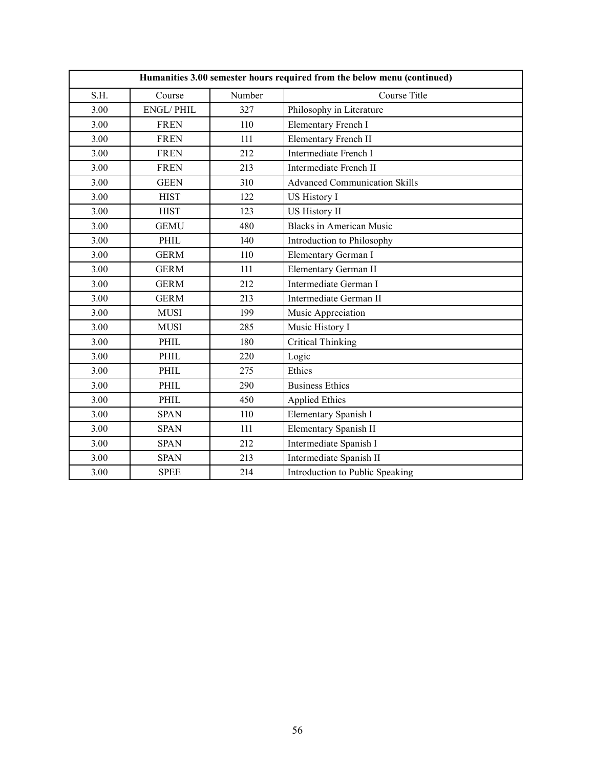| Humanities 3.00 semester hours required from the below menu (continued) | | | |
|---|---|---|---|
| S.H. | Course | Number | Course Title |
| 3.00 | ENGL/ PHIL | 327 | Philosophy in Literature |
| 3.00 | FREN | 110 | Elementary French I |
| 3.00 | FREN | 111 | Elementary French II |
| 3.00 | FREN | 212 | Intermediate French I |
| 3.00 | FREN | 213 | Intermediate French II |
| 3.00 | GEEN | 310 | Advanced Communication Skills |
| 3.00 | HIST | 122 | US History I |
| 3.00 | HIST | 123 | US History II |
| 3.00 | GEMU | 480 | Blacks in American Music |
| 3.00 | PHIL | 140 | Introduction to Philosophy |
| 3.00 | GERM | 110 | Elementary German I |
| 3.00 | GERM | 111 | Elementary German II |
| 3.00 | GERM | 212 | Intermediate German I |
| 3.00 | GERM | 213 | Intermediate German II |
| 3.00 | MUSI | 199 | Music Appreciation |
| 3.00 | MUSI | 285 | Music History I |
| 3.00 | PHIL | 180 | Critical Thinking |
| 3.00 | PHIL | 220 | Logic |
| 3.00 | PHIL | 275 | Ethics |
| 3.00 | PHIL | 290 | Business Ethics |
| 3.00 | PHIL | 450 | Applied Ethics |
| 3.00 | SPAN | 110 | Elementary Spanish I |
| 3.00 | SPAN | 111 | Elementary Spanish II |
| 3.00 | SPAN | 212 | Intermediate Spanish I |
| 3.00 | SPAN | 213 | Intermediate Spanish II |
| 3.00 | SPEE | 214 | Introduction to Public Speaking |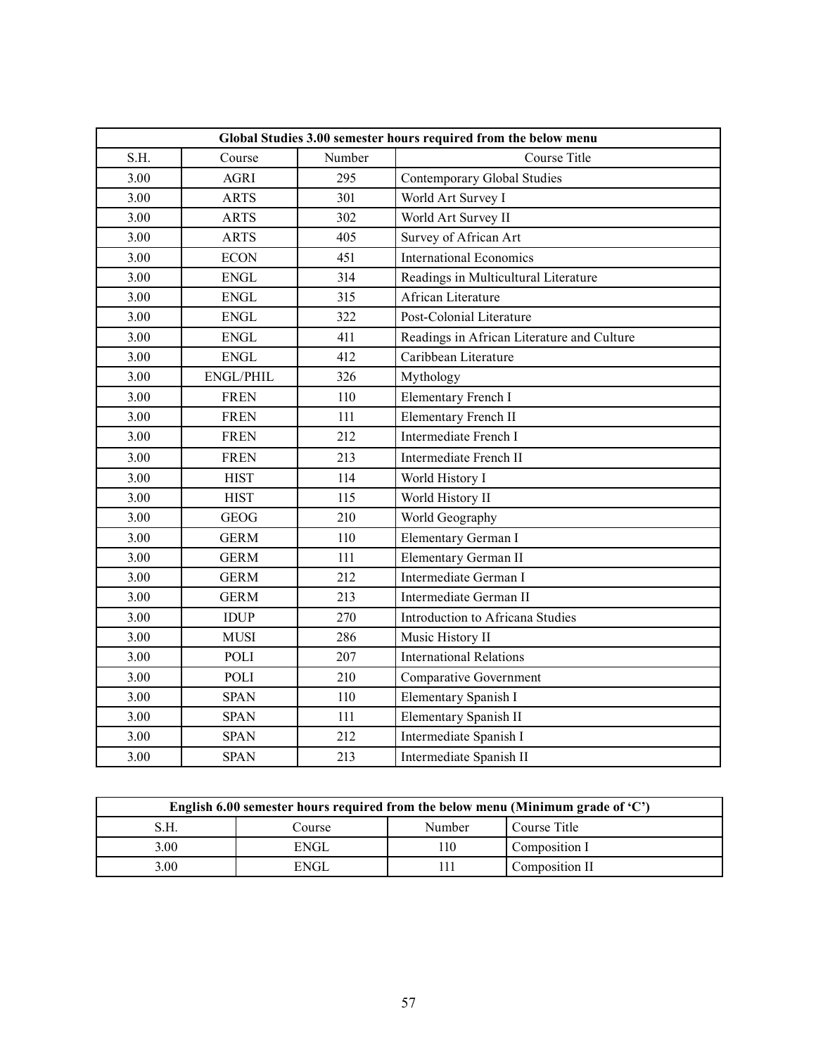| Global Studies 3.00 semester hours required from the below menu | | | |
|---|---|---|---|
| S.H. | Course | Number | Course Title |
| 3.00 | AGRI | 295 | Contemporary Global Studies |
| 3.00 | ARTS | 301 | World Art Survey I |
| 3.00 | ARTS | 302 | World Art Survey II |
| 3.00 | ARTS | 405 | Survey of African Art |
| 3.00 | ECON | 451 | International Economics |
| 3.00 | ENGL | 314 | Readings in Multicultural Literature |
| 3.00 | ENGL | 315 | African Literature |
| 3.00 | ENGL | 322 | Post-Colonial Literature |
| 3.00 | ENGL | 411 | Readings in African Literature and Culture |
| 3.00 | ENGL | 412 | Caribbean Literature |
| 3.00 | ENGL/PHIL | 326 | Mythology |
| 3.00 | FREN | 110 | Elementary French I |
| 3.00 | FREN | 111 | Elementary French II |
| 3.00 | FREN | 212 | Intermediate French I |
| 3.00 | FREN | 213 | Intermediate French II |
| 3.00 | HIST | 114 | World History I |
| 3.00 | HIST | 115 | World History II |
| 3.00 | GEOG | 210 | World Geography |
| 3.00 | GERM | 110 | Elementary German I |
| 3.00 | GERM | 111 | Elementary German II |
| 3.00 | GERM | 212 | Intermediate German I |
| 3.00 | GERM | 213 | Intermediate German II |
| 3.00 | IDUP | 270 | Introduction to Africana Studies |
| 3.00 | MUSI | 286 | Music History II |
| 3.00 | POLI | 207 | International Relations |
| 3.00 | POLI | 210 | Comparative Government |
| 3.00 | SPAN | 110 | Elementary Spanish I |
| 3.00 | SPAN | 111 | Elementary Spanish II |
| 3.00 | SPAN | 212 | Intermediate Spanish I |
| 3.00 | SPAN | 213 | Intermediate Spanish II |

| English 6.00 semester hours required from the below menu (Minimum grade of 'C') | | | |
|---|---|---|---|
| S.H. | Course | Number | Course Title |
| 3.00 | ENGL | 110 | Composition I |
| 3.00 | ENGL | 111 | Composition II |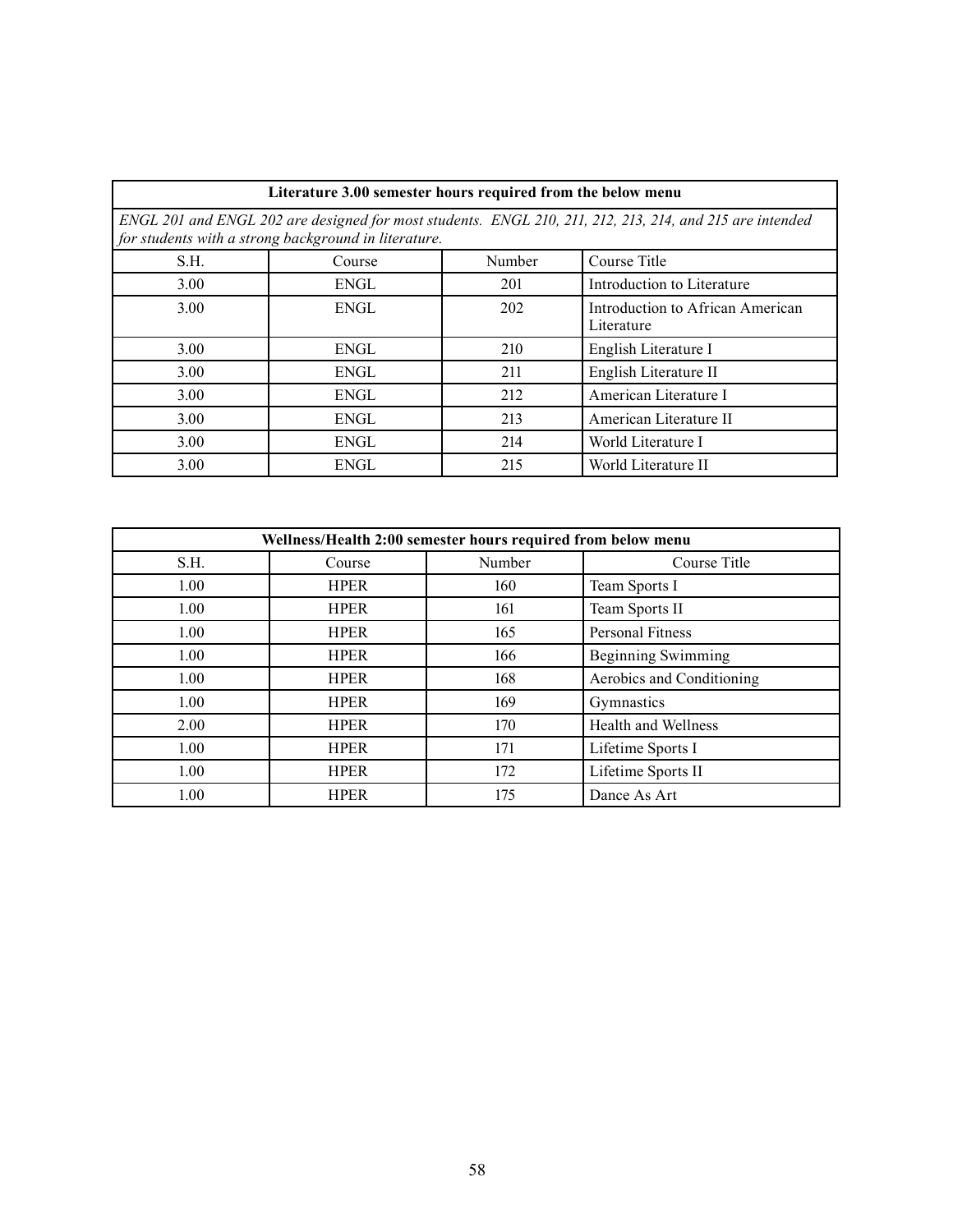| Literature 3.00 semester hours required from the below menu | | | |
|---|---|---|---|
| *ENGL 201 and ENGL 202 are designed for most students. ENGL 210, 211, 212, 213, 214, and 215 are intended for students with a strong background in literature.* | | | |
| S.H. | Course | Number | Course Title |
| 3.00 | ENGL | 201 | Introduction to Literature |
| 3.00 | ENGL | 202 | Introduction to African American Literature |
| 3.00 | ENGL | 210 | English Literature I |
| 3.00 | ENGL | 211 | English Literature II |
| 3.00 | ENGL | 212 | American Literature I |
| 3.00 | ENGL | 213 | American Literature II |
| 3.00 | ENGL | 214 | World Literature I |
| 3.00 | ENGL | 215 | World Literature II |

| Wellness/Health 2:00 semester hours required from below menu | | | |
|---|---|---|---|
| S.H. | Course | Number | Course Title |
| 1.00 | HPER | 160 | Team Sports I |
| 1.00 | HPER | 161 | Team Sports II |
| 1.00 | HPER | 165 | Personal Fitness |
| 1.00 | HPER | 166 | Beginning Swimming |
| 1.00 | HPER | 168 | Aerobics and Conditioning |
| 1.00 | HPER | 169 | Gymnastics |
| 2.00 | HPER | 170 | Health and Wellness |
| 1.00 | HPER | 171 | Lifetime Sports I |
| 1.00 | HPER | 172 | Lifetime Sports II |
| 1.00 | HPER | 175 | Dance As Art |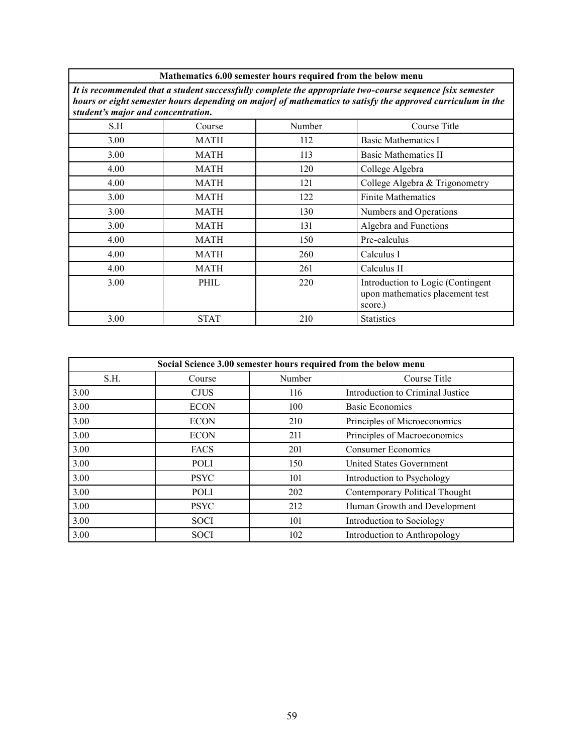| **Mathematics 6.00 semester hours required from the below menu** | | | |
|---|---|---|---|
| ***It is recommended that a student successfully complete the appropriate two-course sequence [six semester hours or eight semester hours depending on major] of mathematics to satisfy the approved curriculum in the student's major and concentration.*** | | | |
| S.H | Course | Number | Course Title |
| 3.00 | MATH | 112 | Basic Mathematics I |
| 3.00 | MATH | 113 | Basic Mathematics II |
| 4.00 | MATH | 120 | College Algebra |
| 4.00 | MATH | 121 | College Algebra & Trigonometry |
| 3.00 | MATH | 122 | Finite Mathematics |
| 3.00 | MATH | 130 | Numbers and Operations |
| 3.00 | MATH | 131 | Algebra and Functions |
| 4.00 | MATH | 150 | Pre-calculus |
| 4.00 | MATH | 260 | Calculus I |
| 4.00 | MATH | 261 | Calculus II |
| 3.00 | PHIL | 220 | Introduction to Logic (Contingent upon mathematics placement test score.) |
| 3.00 | STAT | 210 | Statistics |

| **Social Science 3.00 semester hours required from the below menu** | | | |
|---|---|---|---|
| S.H. | Course | Number | Course Title |
| 3.00 | CJUS | 116 | Introduction to Criminal Justice |
| 3.00 | ECON | 100 | Basic Economics |
| 3.00 | ECON | 210 | Principles of Microeconomics |
| 3.00 | ECON | 211 | Principles of Macroeconomics |
| 3.00 | FACS | 201 | Consumer Economics |
| 3.00 | POLI | 150 | United States Government |
| 3.00 | PSYC | 101 | Introduction to Psychology |
| 3.00 | POLI | 202 | Contemporary Political Thought |
| 3.00 | PSYC | 212 | Human Growth and Development |
| 3.00 | SOCI | 101 | Introduction to Sociology |
| 3.00 | SOCI | 102 | Introduction to Anthropology |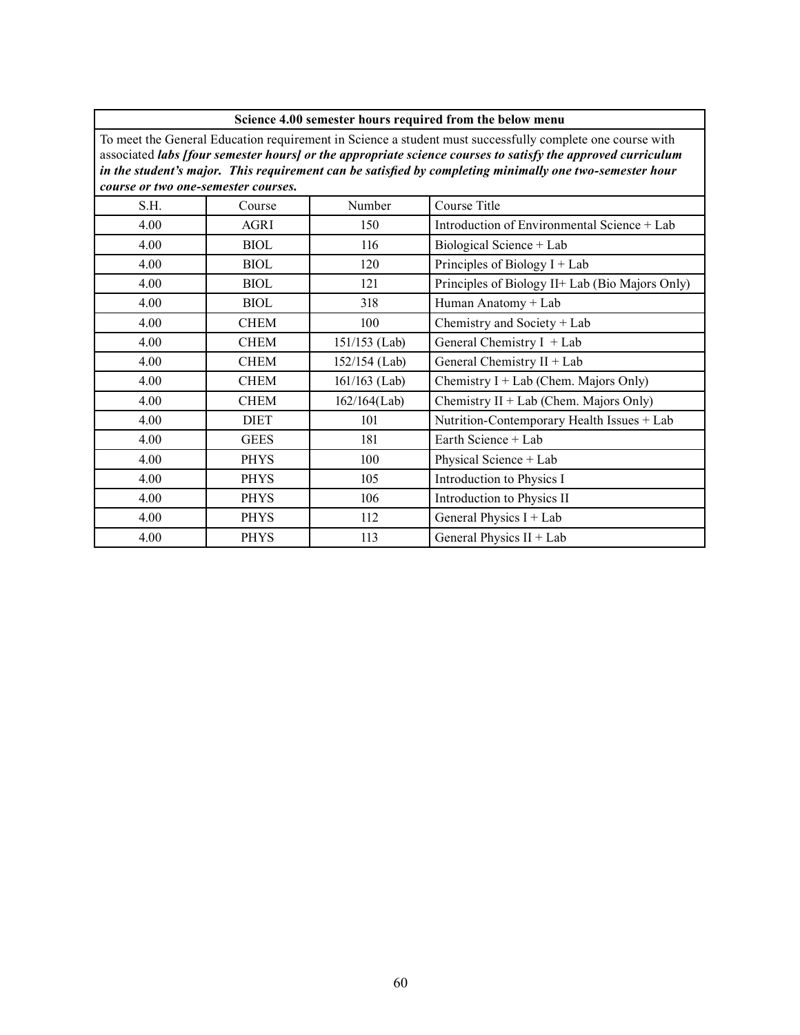| Science 4.00 semester hours required from the below menu | | | |
|---|---|---|---|
| To meet the General Education requirement in Science a student must successfully complete one course with associated ***labs [four semester hours] or the appropriate science courses to satisfy the approved curriculum in the student's major. This requirement can be satisfied by completing minimally one two-semester hour course or two one-semester courses.*** | | | |
| S.H. | Course | Number | Course Title |
| 4.00 | AGRI | 150 | Introduction of Environmental Science + Lab |
| 4.00 | BIOL | 116 | Biological Science + Lab |
| 4.00 | BIOL | 120 | Principles of Biology I + Lab |
| 4.00 | BIOL | 121 | Principles of Biology II+ Lab (Bio Majors Only) |
| 4.00 | BIOL | 318 | Human Anatomy + Lab |
| 4.00 | CHEM | 100 | Chemistry and Society + Lab |
| 4.00 | CHEM | 151/153 (Lab) | General Chemistry I + Lab |
| 4.00 | CHEM | 152/154 (Lab) | General Chemistry II + Lab |
| 4.00 | CHEM | 161/163 (Lab) | Chemistry I + Lab (Chem. Majors Only) |
| 4.00 | CHEM | 162/164(Lab) | Chemistry II + Lab (Chem. Majors Only) |
| 4.00 | DIET | 101 | Nutrition-Contemporary Health Issues + Lab |
| 4.00 | GEES | 181 | Earth Science + Lab |
| 4.00 | PHYS | 100 | Physical Science + Lab |
| 4.00 | PHYS | 105 | Introduction to Physics I |
| 4.00 | PHYS | 106 | Introduction to Physics II |
| 4.00 | PHYS | 112 | General Physics I + Lab |
| 4.00 | PHYS | 113 | General Physics II + Lab |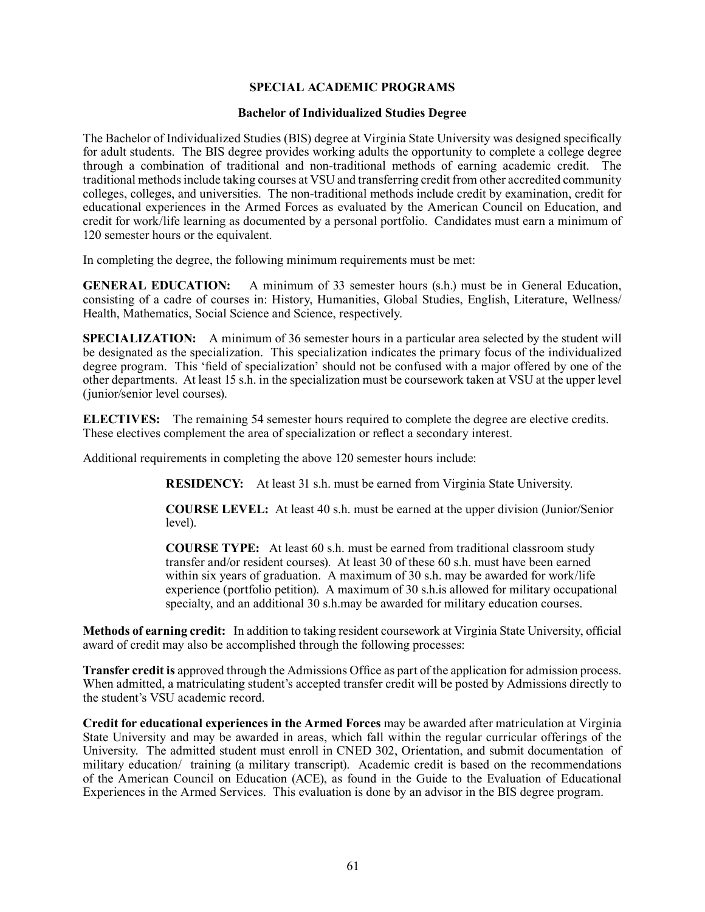## SPECIAL ACADEMIC PROGRAMS

### Bachelor of Individualized Studies Degree

The Bachelor of Individualized Studies (BIS) degree at Virginia State University was designed specifically for adult students. The BIS degree provides working adults the opportunity to complete a college degree through a combination of traditional and non-traditional methods of earning academic credit. The traditional methods include taking courses at VSU and transferring credit from other accredited community colleges, colleges, and universities. The non-traditional methods include credit by examination, credit for educational experiences in the Armed Forces as evaluated by the American Council on Education, and credit for work/life learning as documented by a personal portfolio. Candidates must earn a minimum of 120 semester hours or the equivalent.

In completing the degree, the following minimum requirements must be met:

**GENERAL EDUCATION:** A minimum of 33 semester hours (s.h.) must be in General Education, consisting of a cadre of courses in: History, Humanities, Global Studies, English, Literature, Wellness/ Health, Mathematics, Social Science and Science, respectively.

**SPECIALIZATION:** A minimum of 36 semester hours in a particular area selected by the student will be designated as the specialization. This specialization indicates the primary focus of the individualized degree program. This 'field of specialization' should not be confused with a major offered by one of the other departments. At least 15 s.h. in the specialization must be coursework taken at VSU at the upper level (junior/senior level courses).

**ELECTIVES:** The remaining 54 semester hours required to complete the degree are elective credits. These electives complement the area of specialization or reflect a secondary interest.

Additional requirements in completing the above 120 semester hours include:

> **RESIDENCY:** At least 31 s.h. must be earned from Virginia State University.
>
> **COURSE LEVEL:** At least 40 s.h. must be earned at the upper division (Junior/Senior level).
>
> **COURSE TYPE:** At least 60 s.h. must be earned from traditional classroom study transfer and/or resident courses). At least 30 of these 60 s.h. must have been earned within six years of graduation. A maximum of 30 s.h. may be awarded for work/life experience (portfolio petition). A maximum of 30 s.h.is allowed for military occupational specialty, and an additional 30 s.h.may be awarded for military education courses.

**Methods of earning credit:** In addition to taking resident coursework at Virginia State University, official award of credit may also be accomplished through the following processes:

**Transfer credit is** approved through the Admissions Office as part of the application for admission process. When admitted, a matriculating student's accepted transfer credit will be posted by Admissions directly to the student's VSU academic record.

**Credit for educational experiences in the Armed Forces** may be awarded after matriculation at Virginia State University and may be awarded in areas, which fall within the regular curricular offerings of the University. The admitted student must enroll in CNED 302, Orientation, and submit documentation of military education/ training (a military transcript). Academic credit is based on the recommendations of the American Council on Education (ACE), as found in the Guide to the Evaluation of Educational Experiences in the Armed Services. This evaluation is done by an advisor in the BIS degree program.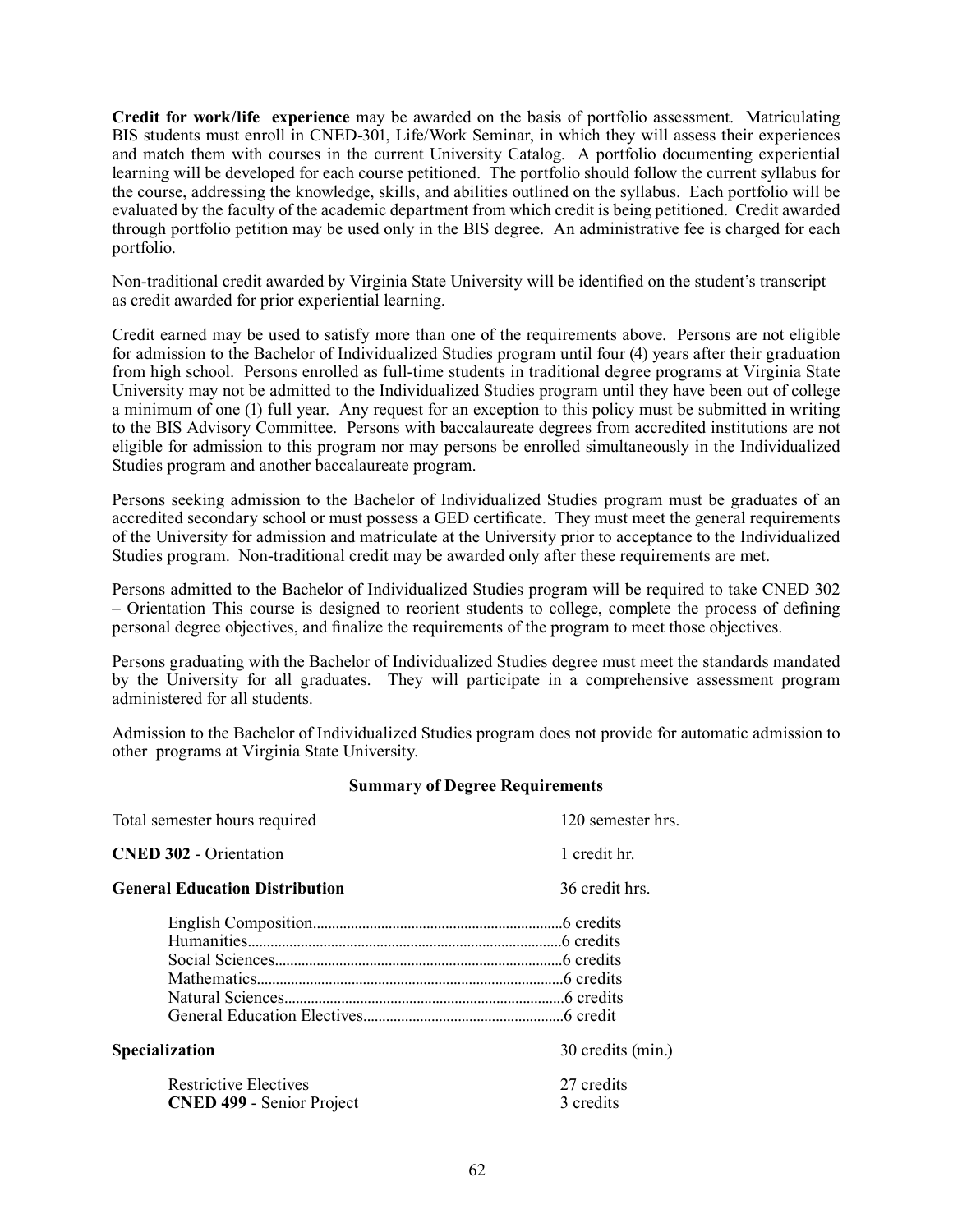**Credit for work/life experience** may be awarded on the basis of portfolio assessment. Matriculating BIS students must enroll in CNED-301, Life/Work Seminar, in which they will assess their experiences and match them with courses in the current University Catalog. A portfolio documenting experiential learning will be developed for each course petitioned. The portfolio should follow the current syllabus for the course, addressing the knowledge, skills, and abilities outlined on the syllabus. Each portfolio will be evaluated by the faculty of the academic department from which credit is being petitioned. Credit awarded through portfolio petition may be used only in the BIS degree. An administrative fee is charged for each portfolio.

Non-traditional credit awarded by Virginia State University will be identified on the student's transcript as credit awarded for prior experiential learning.

Credit earned may be used to satisfy more than one of the requirements above. Persons are not eligible for admission to the Bachelor of Individualized Studies program until four (4) years after their graduation from high school. Persons enrolled as full-time students in traditional degree programs at Virginia State University may not be admitted to the Individualized Studies program until they have been out of college a minimum of one (1) full year. Any request for an exception to this policy must be submitted in writing to the BIS Advisory Committee. Persons with baccalaureate degrees from accredited institutions are not eligible for admission to this program nor may persons be enrolled simultaneously in the Individualized Studies program and another baccalaureate program.

Persons seeking admission to the Bachelor of Individualized Studies program must be graduates of an accredited secondary school or must possess a GED certificate. They must meet the general requirements of the University for admission and matriculate at the University prior to acceptance to the Individualized Studies program. Non-traditional credit may be awarded only after these requirements are met.

Persons admitted to the Bachelor of Individualized Studies program will be required to take CNED 302 – Orientation This course is designed to reorient students to college, complete the process of defining personal degree objectives, and finalize the requirements of the program to meet those objectives.

Persons graduating with the Bachelor of Individualized Studies degree must meet the standards mandated by the University for all graduates. They will participate in a comprehensive assessment program administered for all students.

Admission to the Bachelor of Individualized Studies program does not provide for automatic admission to other programs at Virginia State University.

**Summary of Degree Requirements**

Total semester hours required — 120 semester hrs.

**CNED 302** - Orientation — 1 credit hr.

**General Education Distribution** — 36 credit hrs.

- English Composition.......6 credits
- Humanities.......6 credits
- Social Sciences.......6 credits
- Mathematics.......6 credits
- Natural Sciences.......6 credits
- General Education Electives.......6 credit

**Specialization** — 30 credits (min.)

- Restrictive Electives — 27 credits
- **CNED 499** - Senior Project — 3 credits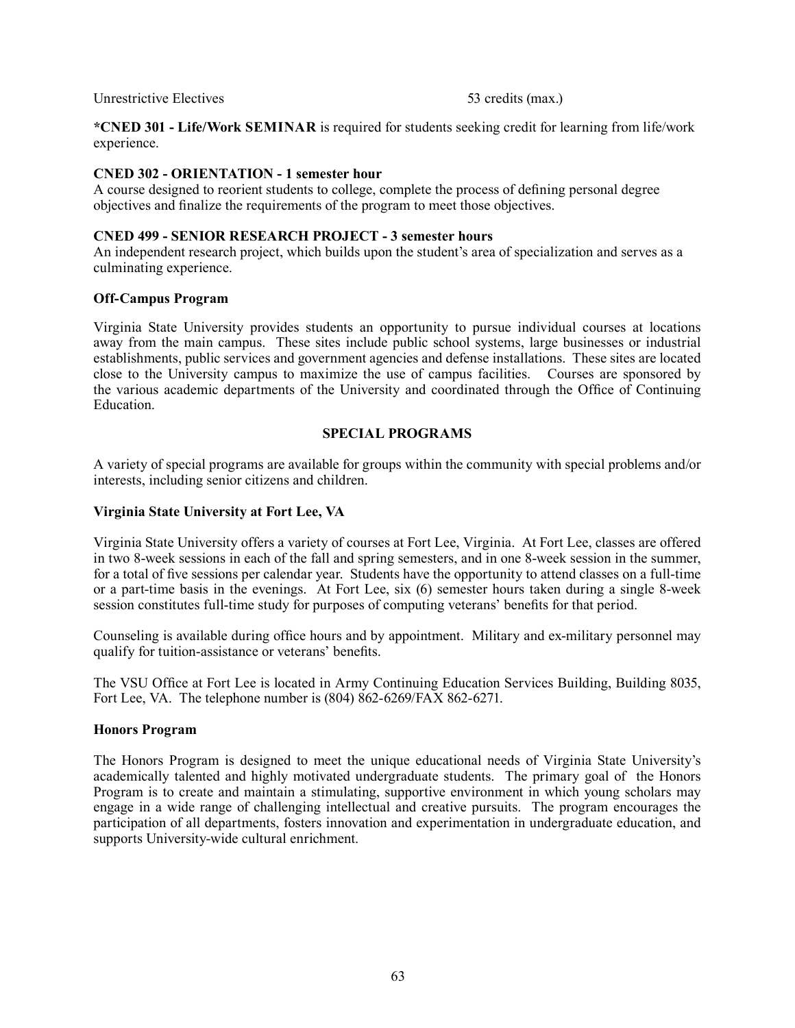Unrestrictive Electives 53 credits (max.)

**\*CNED 301 - Life/Work SEMINAR** is required for students seeking credit for learning from life/work experience.

**CNED 302 - ORIENTATION - 1 semester hour**
A course designed to reorient students to college, complete the process of defining personal degree objectives and finalize the requirements of the program to meet those objectives.

**CNED 499 - SENIOR RESEARCH PROJECT - 3 semester hours**
An independent research project, which builds upon the student's area of specialization and serves as a culminating experience.

**Off-Campus Program**

Virginia State University provides students an opportunity to pursue individual courses at locations away from the main campus. These sites include public school systems, large businesses or industrial establishments, public services and government agencies and defense installations. These sites are located close to the University campus to maximize the use of campus facilities. Courses are sponsored by the various academic departments of the University and coordinated through the Office of Continuing Education.

## SPECIAL PROGRAMS

A variety of special programs are available for groups within the community with special problems and/or interests, including senior citizens and children.

**Virginia State University at Fort Lee, VA**

Virginia State University offers a variety of courses at Fort Lee, Virginia. At Fort Lee, classes are offered in two 8-week sessions in each of the fall and spring semesters, and in one 8-week session in the summer, for a total of five sessions per calendar year. Students have the opportunity to attend classes on a full-time or a part-time basis in the evenings. At Fort Lee, six (6) semester hours taken during a single 8-week session constitutes full-time study for purposes of computing veterans' benefits for that period.

Counseling is available during office hours and by appointment. Military and ex-military personnel may qualify for tuition-assistance or veterans' benefits.

The VSU Office at Fort Lee is located in Army Continuing Education Services Building, Building 8035, Fort Lee, VA. The telephone number is (804) 862-6269/FAX 862-6271.

**Honors Program**

The Honors Program is designed to meet the unique educational needs of Virginia State University's academically talented and highly motivated undergraduate students. The primary goal of the Honors Program is to create and maintain a stimulating, supportive environment in which young scholars may engage in a wide range of challenging intellectual and creative pursuits. The program encourages the participation of all departments, fosters innovation and experimentation in undergraduate education, and supports University-wide cultural enrichment.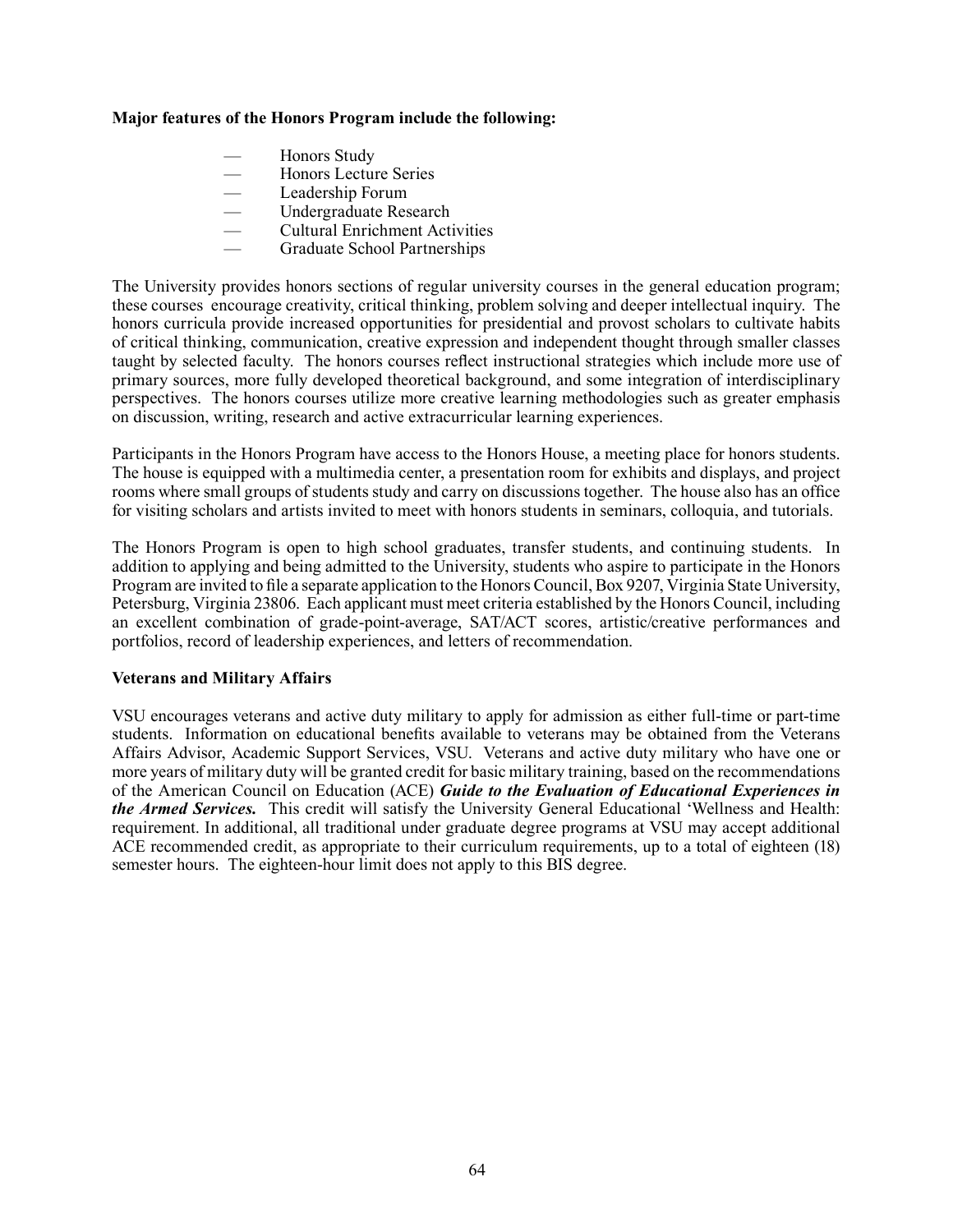**Major features of the Honors Program include the following:**

- Honors Study
- Honors Lecture Series
- Leadership Forum
- Undergraduate Research
- Cultural Enrichment Activities
- Graduate School Partnerships

The University provides honors sections of regular university courses in the general education program; these courses encourage creativity, critical thinking, problem solving and deeper intellectual inquiry. The honors curricula provide increased opportunities for presidential and provost scholars to cultivate habits of critical thinking, communication, creative expression and independent thought through smaller classes taught by selected faculty. The honors courses reflect instructional strategies which include more use of primary sources, more fully developed theoretical background, and some integration of interdisciplinary perspectives. The honors courses utilize more creative learning methodologies such as greater emphasis on discussion, writing, research and active extracurricular learning experiences.

Participants in the Honors Program have access to the Honors House, a meeting place for honors students. The house is equipped with a multimedia center, a presentation room for exhibits and displays, and project rooms where small groups of students study and carry on discussions together. The house also has an office for visiting scholars and artists invited to meet with honors students in seminars, colloquia, and tutorials.

The Honors Program is open to high school graduates, transfer students, and continuing students. In addition to applying and being admitted to the University, students who aspire to participate in the Honors Program are invited to file a separate application to the Honors Council, Box 9207, Virginia State University, Petersburg, Virginia 23806. Each applicant must meet criteria established by the Honors Council, including an excellent combination of grade-point-average, SAT/ACT scores, artistic/creative performances and portfolios, record of leadership experiences, and letters of recommendation.

**Veterans and Military Affairs**

VSU encourages veterans and active duty military to apply for admission as either full-time or part-time students. Information on educational benefits available to veterans may be obtained from the Veterans Affairs Advisor, Academic Support Services, VSU. Veterans and active duty military who have one or more years of military duty will be granted credit for basic military training, based on the recommendations of the American Council on Education (ACE) ***Guide to the Evaluation of Educational Experiences in the Armed Services.*** This credit will satisfy the University General Educational 'Wellness and Health: requirement. In additional, all traditional under graduate degree programs at VSU may accept additional ACE recommended credit, as appropriate to their curriculum requirements, up to a total of eighteen (18) semester hours. The eighteen-hour limit does not apply to this BIS degree.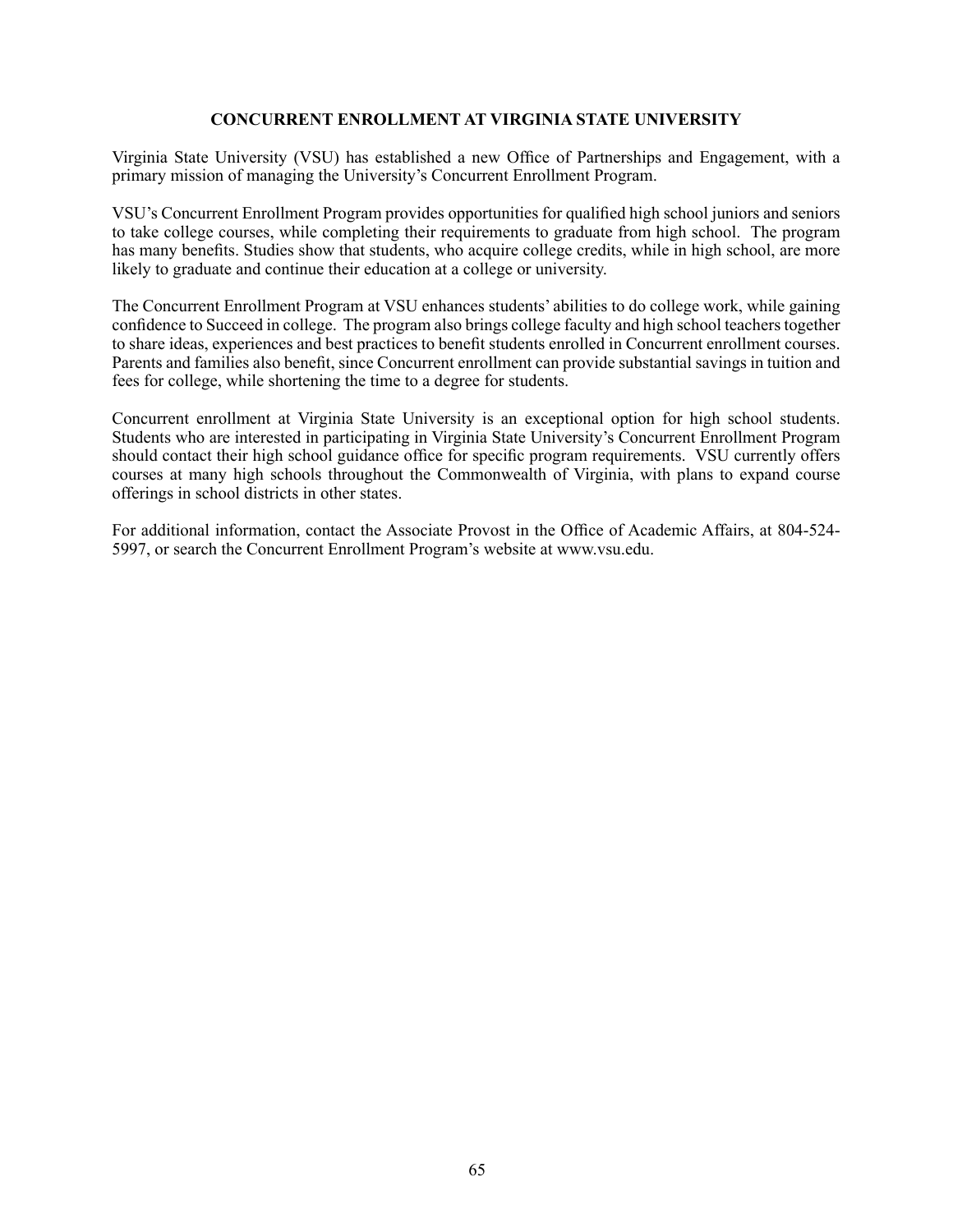## CONCURRENT ENROLLMENT AT VIRGINIA STATE UNIVERSITY

Virginia State University (VSU) has established a new Office of Partnerships and Engagement, with a primary mission of managing the University's Concurrent Enrollment Program.

VSU's Concurrent Enrollment Program provides opportunities for qualified high school juniors and seniors to take college courses, while completing their requirements to graduate from high school. The program has many benefits. Studies show that students, who acquire college credits, while in high school, are more likely to graduate and continue their education at a college or university.

The Concurrent Enrollment Program at VSU enhances students' abilities to do college work, while gaining confidence to Succeed in college. The program also brings college faculty and high school teachers together to share ideas, experiences and best practices to benefit students enrolled in Concurrent enrollment courses. Parents and families also benefit, since Concurrent enrollment can provide substantial savings in tuition and fees for college, while shortening the time to a degree for students.

Concurrent enrollment at Virginia State University is an exceptional option for high school students. Students who are interested in participating in Virginia State University's Concurrent Enrollment Program should contact their high school guidance office for specific program requirements. VSU currently offers courses at many high schools throughout the Commonwealth of Virginia, with plans to expand course offerings in school districts in other states.

For additional information, contact the Associate Provost in the Office of Academic Affairs, at 804-524-5997, or search the Concurrent Enrollment Program's website at www.vsu.edu.